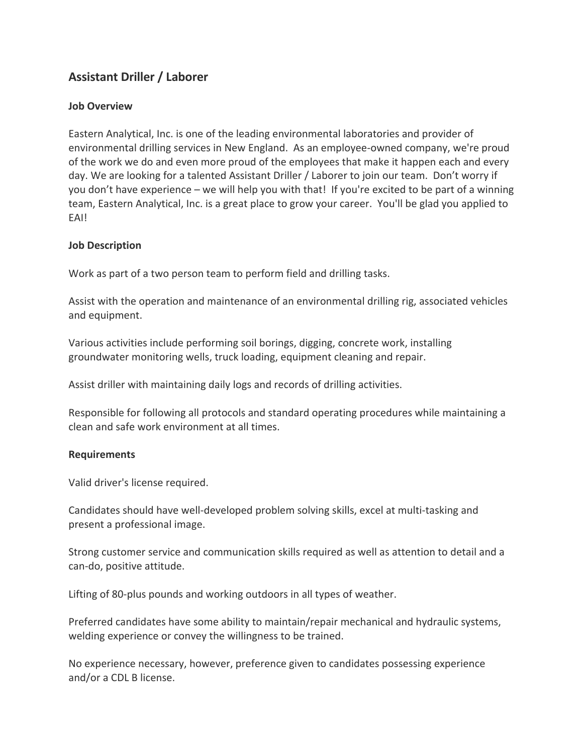## Assistant Driller / Laborer

### Job Overview

Eastern Analytical, Inc. is one of the leading environmental laboratories and provider of environmental drilling services in New England. As an employee-owned company, we're proud of the work we do and even more proud of the employees that make it happen each and every day. We are looking for a talented Assistant Driller / Laborer to join our team. Don't worry if you don't have experience – we will help you with that! If you're excited to be part of a winning team, Eastern Analytical, Inc. is a great place to grow your career. You'll be glad you applied to EAI!

### Job Description

Work as part of a two person team to perform field and drilling tasks.

Assist with the operation and maintenance of an environmental drilling rig, associated vehicles and equipment.

Various activities include performing soil borings, digging, concrete work, installing groundwater monitoring wells, truck loading, equipment cleaning and repair.

Assist driller with maintaining daily logs and records of drilling activities.

Responsible for following all protocols and standard operating procedures while maintaining a clean and safe work environment at all times.

### Requirements

Valid driver's license required.

Candidates should have well-developed problem solving skills, excel at multi-tasking and present a professional image.

Strong customer service and communication skills required as well as attention to detail and a can-do, positive attitude.

Lifting of 80-plus pounds and working outdoors in all types of weather.

Preferred candidates have some ability to maintain/repair mechanical and hydraulic systems, welding experience or convey the willingness to be trained.

No experience necessary, however, preference given to candidates possessing experience and/or a CDL B license.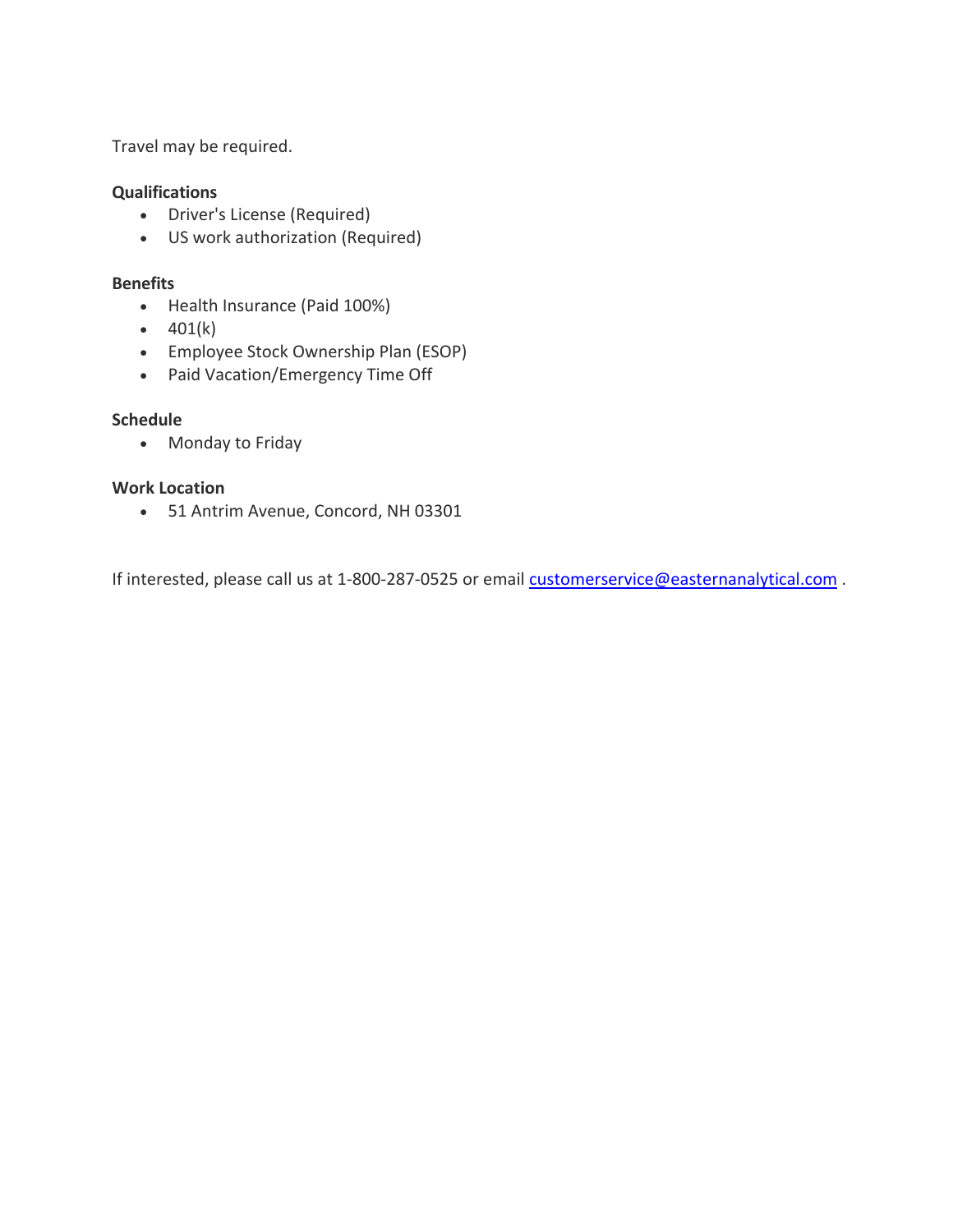Travel may be required.

**Qualifications**

- Driver's License (Required)
- US work authorization (Required)

**Benefits**

- Health Insurance (Paid 100%)
- 401(k)
- Employee Stock Ownership Plan (ESOP)
- Paid Vacation/Emergency Time Off

**Schedule**

- Monday to Friday

**Work Location**

- 51 Antrim Avenue, Concord, NH 03301

If interested, please call us at 1-800-287-0525 or email customerservice@easternanalytical.com .